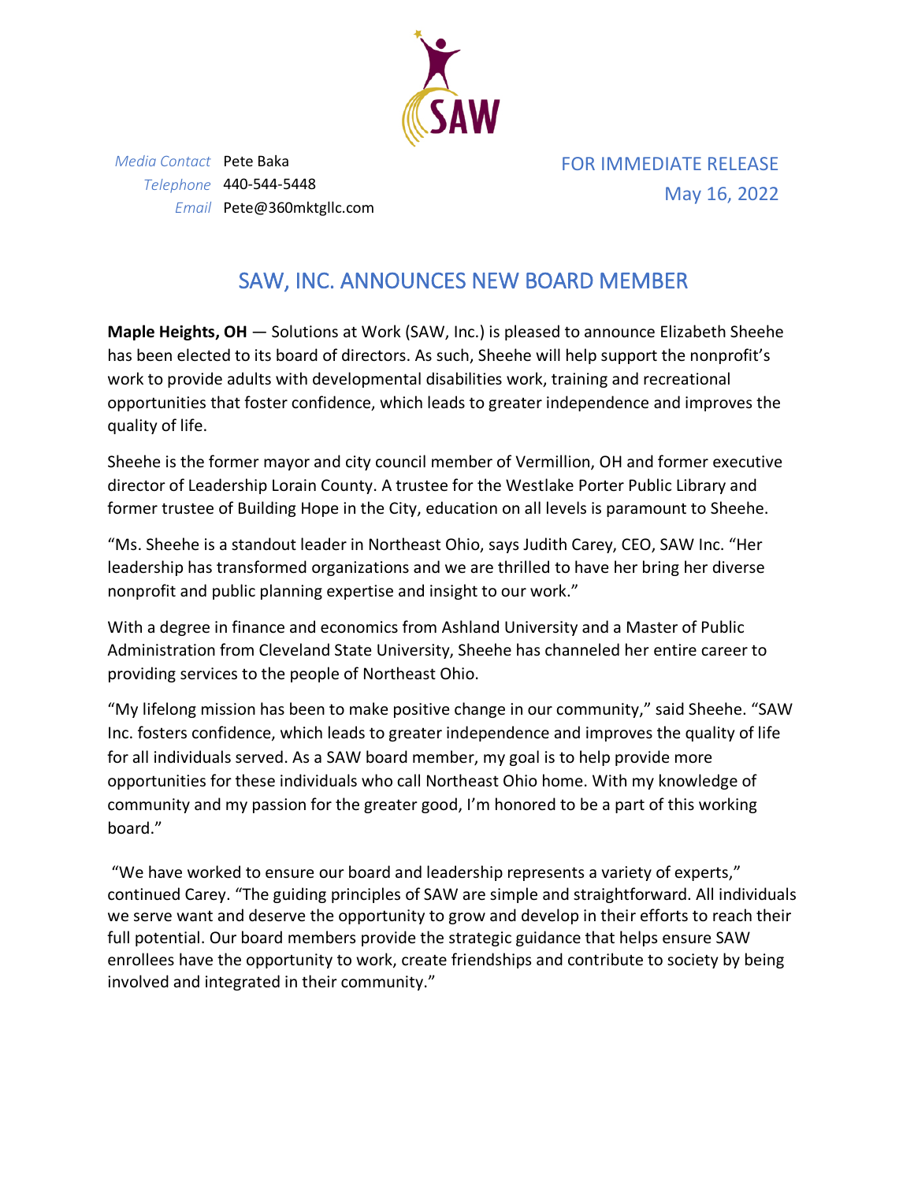*Media Contact* Pete Baka
*Telephone* 440-544-5448
*Email* Pete@360mktgllc.com

FOR IMMEDIATE RELEASE
May 16, 2022

# SAW, INC. ANNOUNCES NEW BOARD MEMBER

**Maple Heights, OH** — Solutions at Work (SAW, Inc.) is pleased to announce Elizabeth Sheehe has been elected to its board of directors. As such, Sheehe will help support the nonprofit's work to provide adults with developmental disabilities work, training and recreational opportunities that foster confidence, which leads to greater independence and improves the quality of life.

Sheehe is the former mayor and city council member of Vermillion, OH and former executive director of Leadership Lorain County. A trustee for the Westlake Porter Public Library and former trustee of Building Hope in the City, education on all levels is paramount to Sheehe.

"Ms. Sheehe is a standout leader in Northeast Ohio, says Judith Carey, CEO, SAW Inc. "Her leadership has transformed organizations and we are thrilled to have her bring her diverse nonprofit and public planning expertise and insight to our work."

With a degree in finance and economics from Ashland University and a Master of Public Administration from Cleveland State University, Sheehe has channeled her entire career to providing services to the people of Northeast Ohio.

"My lifelong mission has been to make positive change in our community," said Sheehe. "SAW Inc. fosters confidence, which leads to greater independence and improves the quality of life for all individuals served. As a SAW board member, my goal is to help provide more opportunities for these individuals who call Northeast Ohio home. With my knowledge of community and my passion for the greater good, I'm honored to be a part of this working board."

"We have worked to ensure our board and leadership represents a variety of experts," continued Carey. "The guiding principles of SAW are simple and straightforward. All individuals we serve want and deserve the opportunity to grow and develop in their efforts to reach their full potential. Our board members provide the strategic guidance that helps ensure SAW enrollees have the opportunity to work, create friendships and contribute to society by being involved and integrated in their community."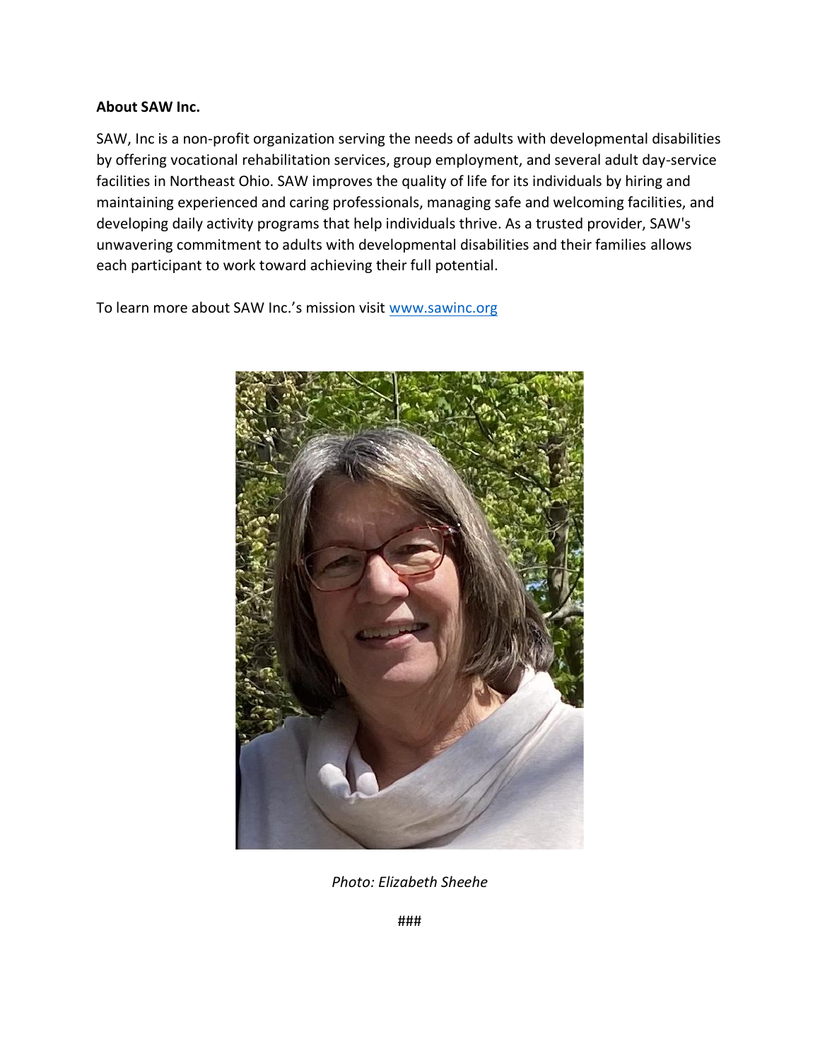**About SAW Inc.**

SAW, Inc is a non-profit organization serving the needs of adults with developmental disabilities by offering vocational rehabilitation services, group employment, and several adult day-service facilities in Northeast Ohio. SAW improves the quality of life for its individuals by hiring and maintaining experienced and caring professionals, managing safe and welcoming facilities, and developing daily activity programs that help individuals thrive. As a trusted provider, SAW's unwavering commitment to adults with developmental disabilities and their families allows each participant to work toward achieving their full potential.

To learn more about SAW Inc.'s mission visit [www.sawinc.org](http://www.sawinc.org)

*Photo: Elizabeth Sheehe*

###